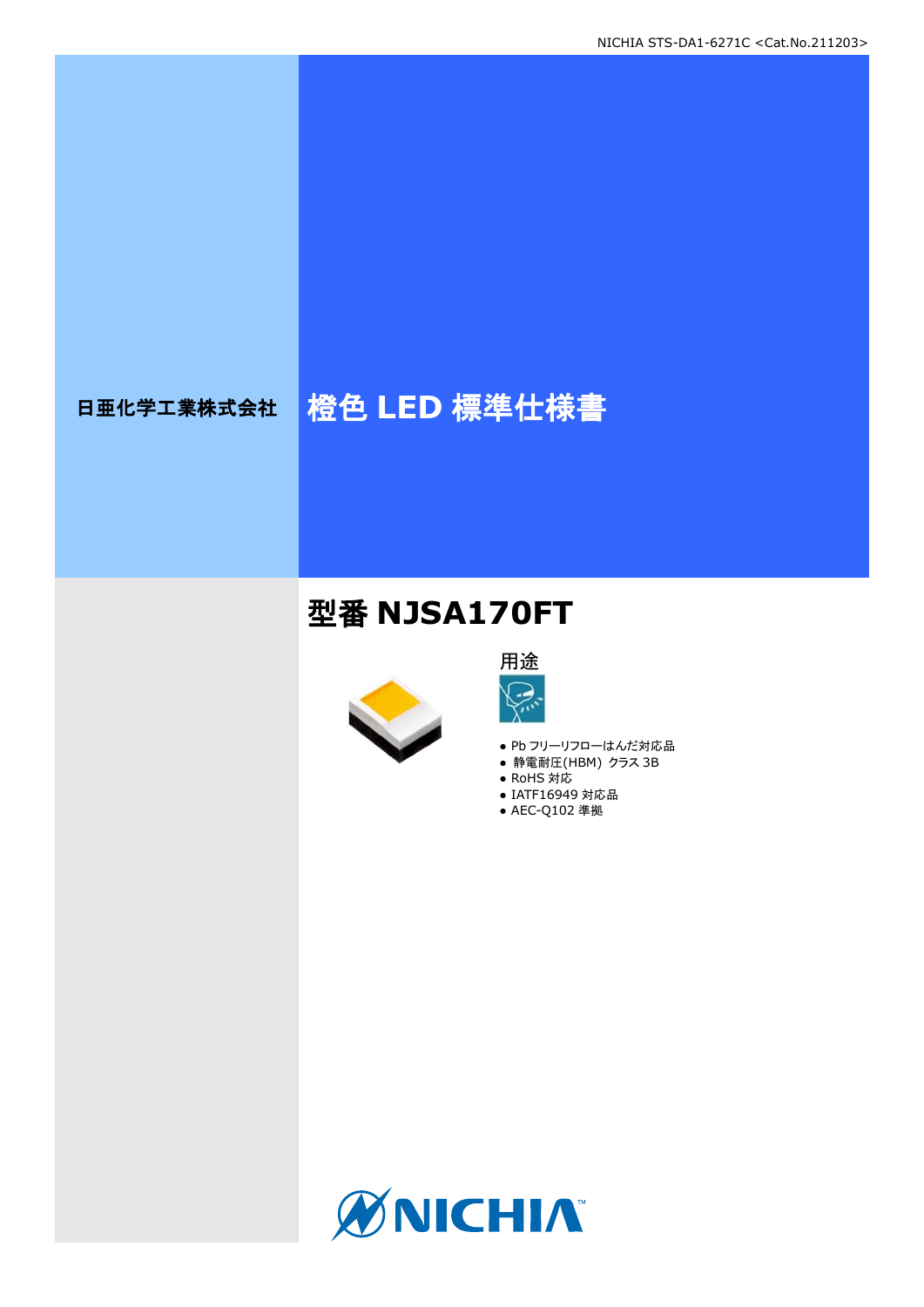NICHIA STS-DA1-6271C <Cat.No.211203>

日亜化学工業株式会社

# 橙色 LED 標準仕様書

## 型番 NJSA170FT

用途

- Pb フリーリフローはんだ対応品
- 静電耐圧(HBM) クラス 3B
- RoHS 対応
- IATF16949 対応品
- AEC-Q102 準拠

NICHIA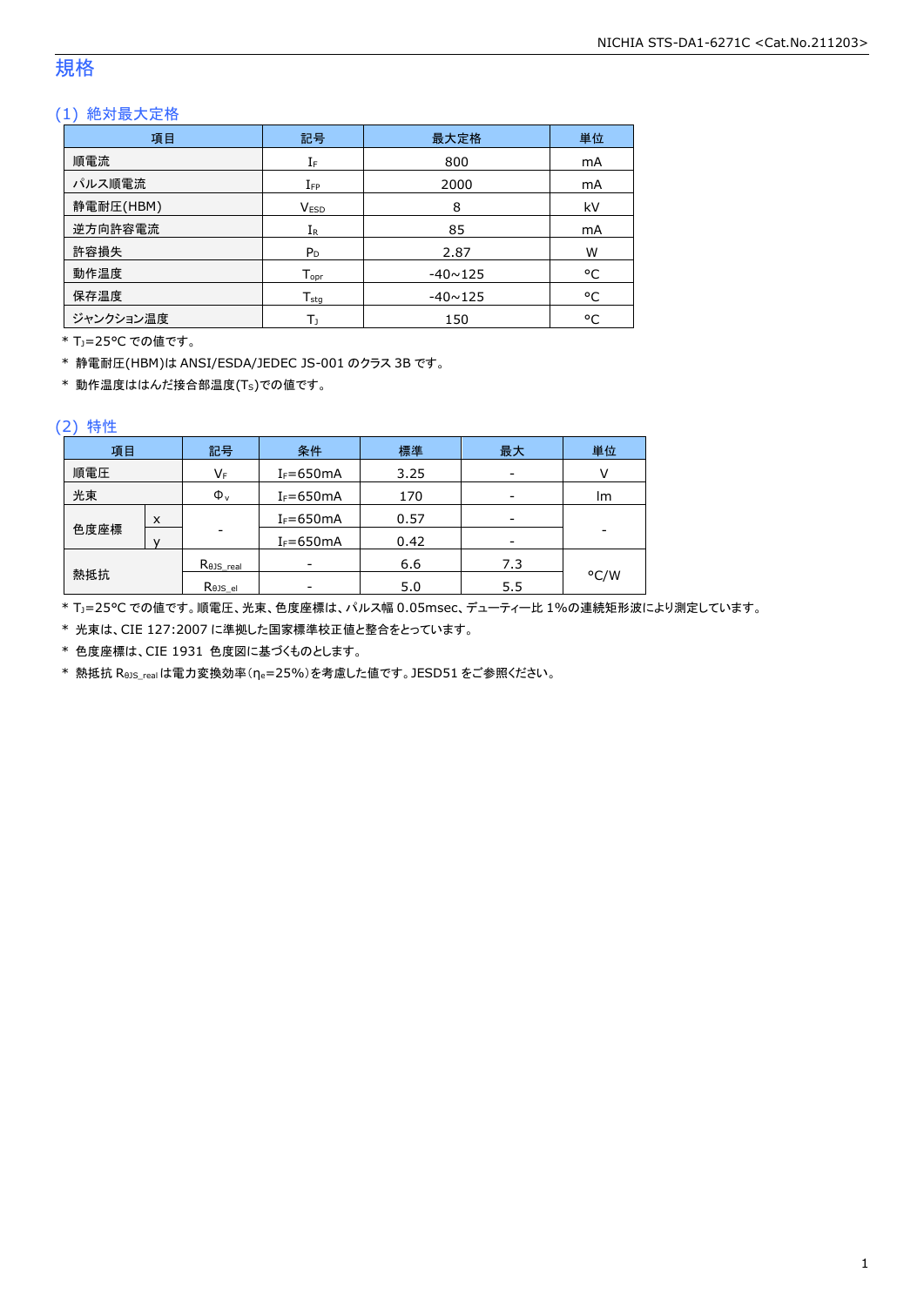# 規格

## (1) 絶対最大定格

| 項目 | 記号 | 最大定格 | 単位 |
|---|---|---|---|
| 順電流 | $I_F$ | 800 | mA |
| パルス順電流 | $I_{FP}$ | 2000 | mA |
| 静電耐圧(HBM) | $V_{ESD}$ | 8 | kV |
| 逆方向許容電流 | $I_R$ | 85 | mA |
| 許容損失 | $P_D$ | 2.87 | W |
| 動作温度 | $T_{opr}$ | -40~125 | °C |
| 保存温度 | $T_{stg}$ | -40~125 | °C |
| ジャンクション温度 | $T_J$ | 150 | °C |

* $T_J$=25°C での値です。
* 静電耐圧(HBM)は ANSI/ESDA/JEDEC JS-001 のクラス 3B です。
* 動作温度ははんだ接合部温度($T_S$)での値です。

## (2) 特性

| 項目 | | 記号 | 条件 | 標準 | 最大 | 単位 |
|---|---|---|---|---|---|---|
| 順電圧 | | $V_F$ | $I_F$=650mA | 3.25 | - | V |
| 光束 | | $\Phi_v$ | $I_F$=650mA | 170 | - | lm |
| 色度座標 | x | - | $I_F$=650mA | 0.57 | - | - |
| | y | | $I_F$=650mA | 0.42 | - | |
| 熱抵抗 | | $R_{\theta JS\_real}$ | - | 6.6 | 7.3 | °C/W |
| | | $R_{\theta JS\_el}$ | - | 5.0 | 5.5 | |

* $T_J$=25°C での値です。順電圧、光束、色度座標は、パルス幅 0.05msec、デューティー比 1%の連続矩形波により測定しています。
* 光束は、CIE 127:2007 に準拠した国家標準校正値と整合をとっています。
* 色度座標は、CIE 1931 色度図に基づくものとします。
* 熱抵抗 $R_{\theta JS\_real}$ は電力変換効率($\eta_e$=25%)を考慮した値です。JESD51 をご参照ください。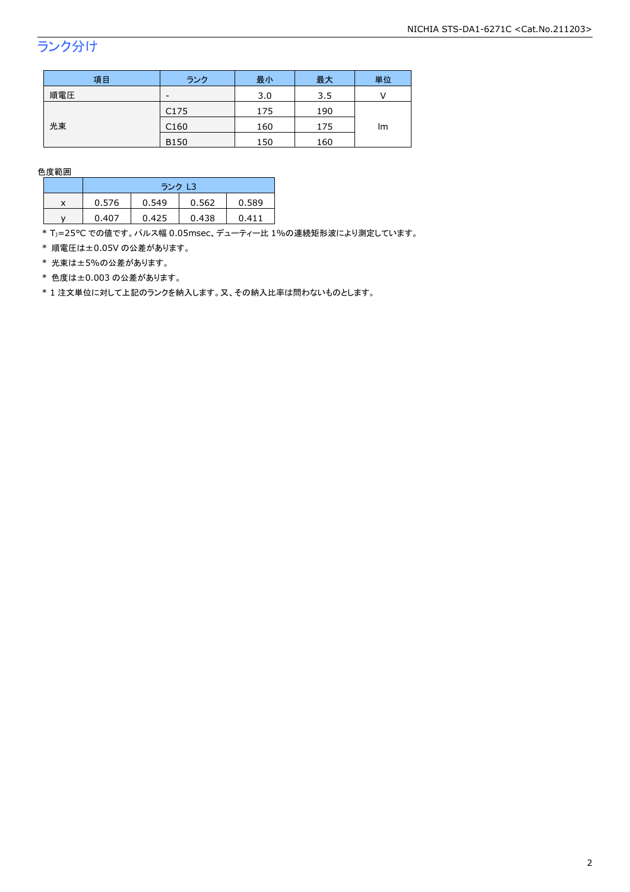## ランク分け

| 項目 | ランク | 最小 | 最大 | 単位 |
|---|---|---|---|---|
| 順電圧 | - | 3.0 | 3.5 | V |
| 光束 | C175 | 175 | 190 | lm |
| | C160 | 160 | 175 | |
| | B150 | 150 | 160 | |

色度範囲

| | ランク L3 | | | |
|---|---|---|---|---|
| x | 0.576 | 0.549 | 0.562 | 0.589 |
| y | 0.407 | 0.425 | 0.438 | 0.411 |

* $T_J$=25°C での値です。パルス幅 0.05msec、デューティー比 1%の連続矩形波により測定しています。
* 順電圧は±0.05V の公差があります。
* 光束は±5%の公差があります。
* 色度は±0.003 の公差があります。
* 1 注文単位に対して上記のランクを納入します。又、その納入比率は問わないものとします。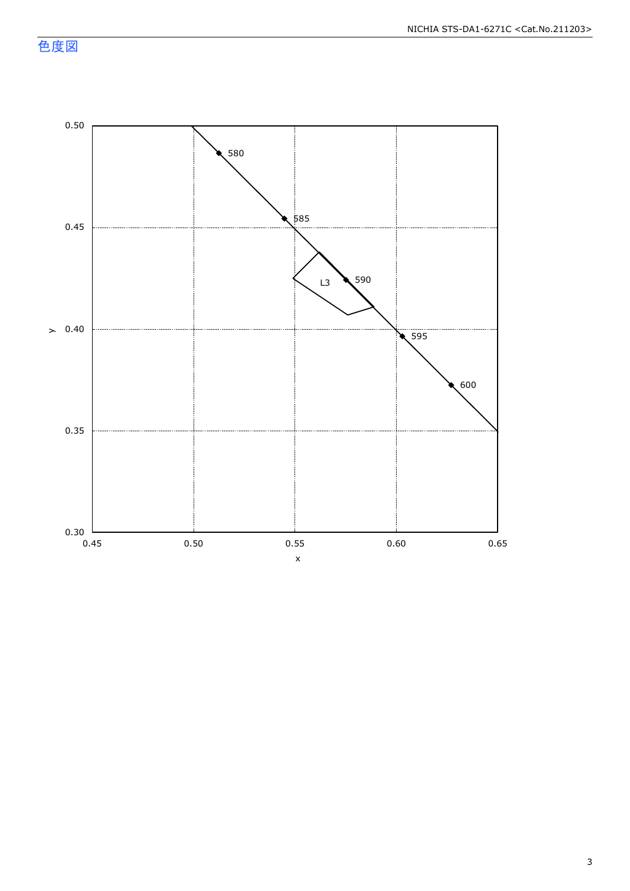## 色度図

y

0.50
0.45
0.40
0.35
0.30

0.45 0.50 0.55 0.60 0.65

x

580
585
590
595
600
L3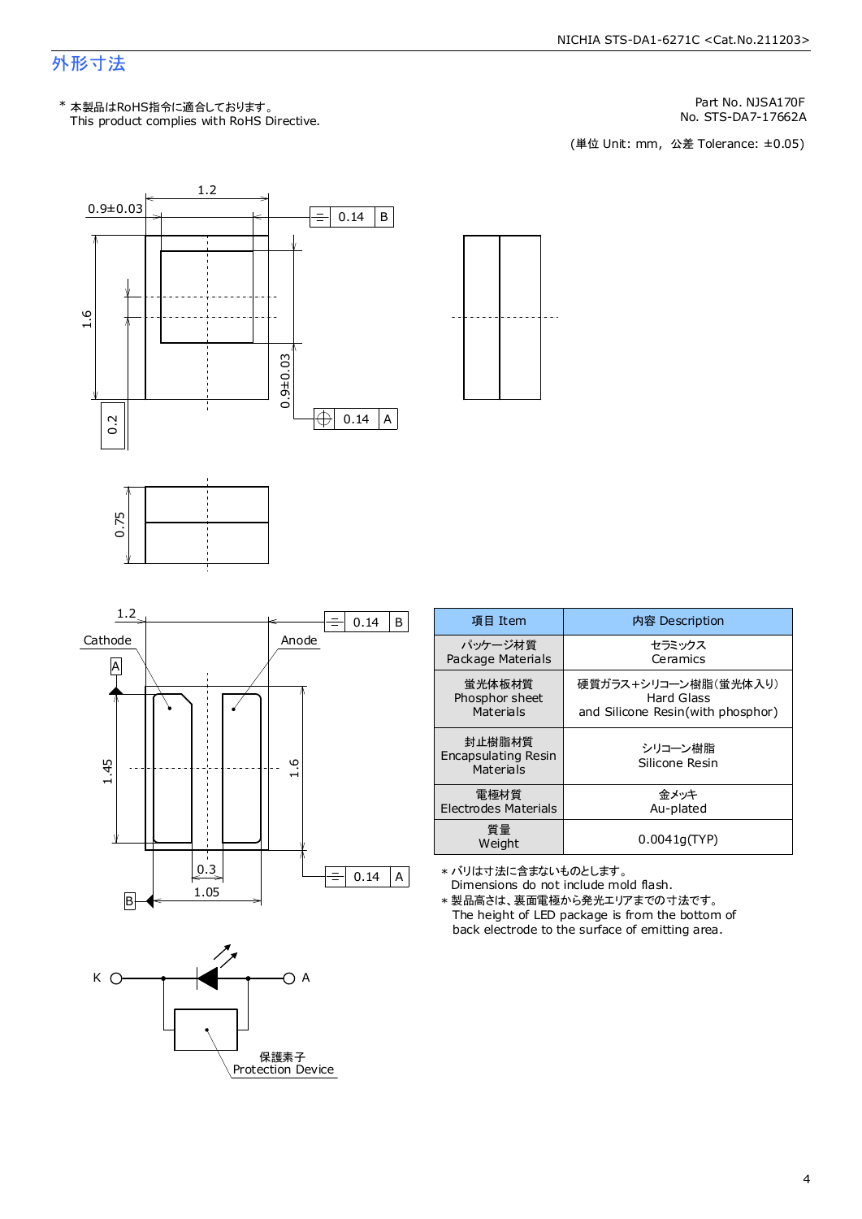## 外形寸法

\* 本製品はRoHS指令に適合しております。
This product complies with RoHS Directive.

Part No. NJSA170F
No. STS-DA7-17662A

(単位 Unit: mm, 公差 Tolerance: ±0.05)

| 項目 Item | 内容 Description |
|---|---|
| パッケージ材質 Package Materials | セラミックス Ceramics |
| 蛍光体板材質 Phosphor sheet Materials | 硬質ガラス+シリコーン樹脂(蛍光体入り) Hard Glass and Silicone Resin(with phosphor) |
| 封止樹脂材質 Encapsulating Resin Materials | シリコーン樹脂 Silicone Resin |
| 電極材質 Electrodes Materials | 金メッキ Au-plated |
| 質量 Weight | 0.0041g(TYP) |

\* バリは寸法に含まないものとします。
Dimensions do not include mold flash.

\* 製品高さは、裏面電極から発光エリアまでの寸法です。
The height of LED package is from the bottom of back electrode to the surface of emitting area.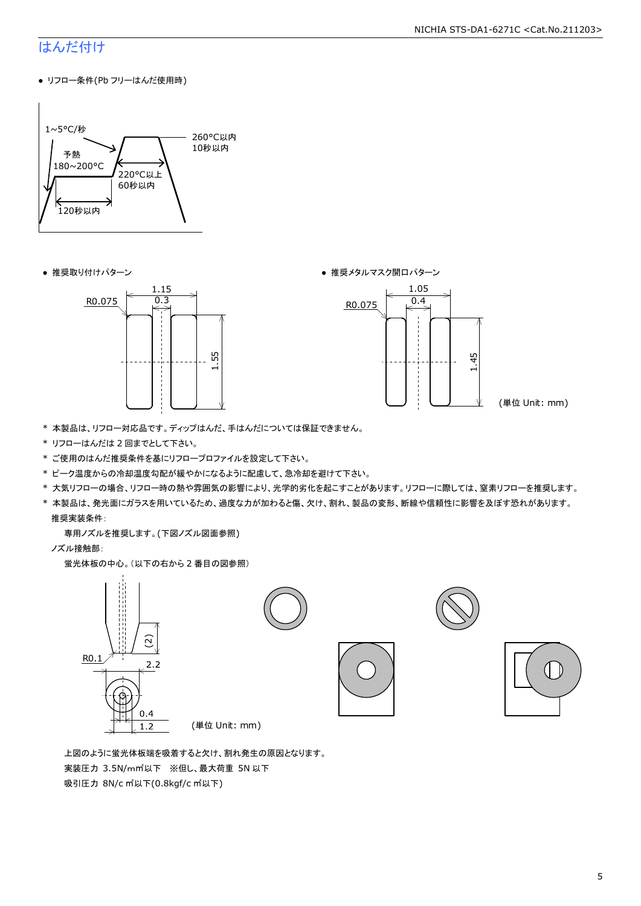# はんだ付け

- リフロー条件(Pb フリーはんだ使用時)

1~5°C/秒

予熱
180~200°C

120秒以内

220°C以上
60秒以内

260°C以内
10秒以内

- 推奨取り付けパターン

R0.075
1.15
0.3
1.55

- 推奨メタルマスク開口パターン

R0.075
1.05
0.4
1.45

(単位 Unit: mm)

\* 本製品は、リフロー対応品です。ディップはんだ、手はんだについては保証できません。

\* リフローはんだは 2 回までとして下さい。

\* ご使用のはんだ推奨条件を基にリフロープロファイルを設定して下さい。

\* ピーク温度からの冷却温度勾配が緩やかになるように配慮して、急冷却を避けて下さい。

\* 大気リフローの場合、リフロー時の熱や雰囲気の影響により、光学的劣化を起こすことがあります。リフローに際しては、窒素リフローを推奨します。

\* 本製品は、発光面にガラスを用いているため、過度な力が加わると傷、欠け、割れ、製品の変形、断線や信頼性に影響を及ぼす恐れがあります。

推奨実装条件:

専用ノズルを推奨します。(下図ノズル図面参照)

ノズル接触部:

蛍光体板の中心。(以下の右から 2 番目の図参照)

(2)
R0.1
2.2
0.4
1.2

(単位 Unit: mm)

上図のように蛍光体板端を吸着すると欠け、割れ発生の原因となります。

実装圧力 3.5N/mm²以下 ※但し、最大荷重 5N 以下

吸引圧力 8N/cm²以下(0.8kgf/cm²以下)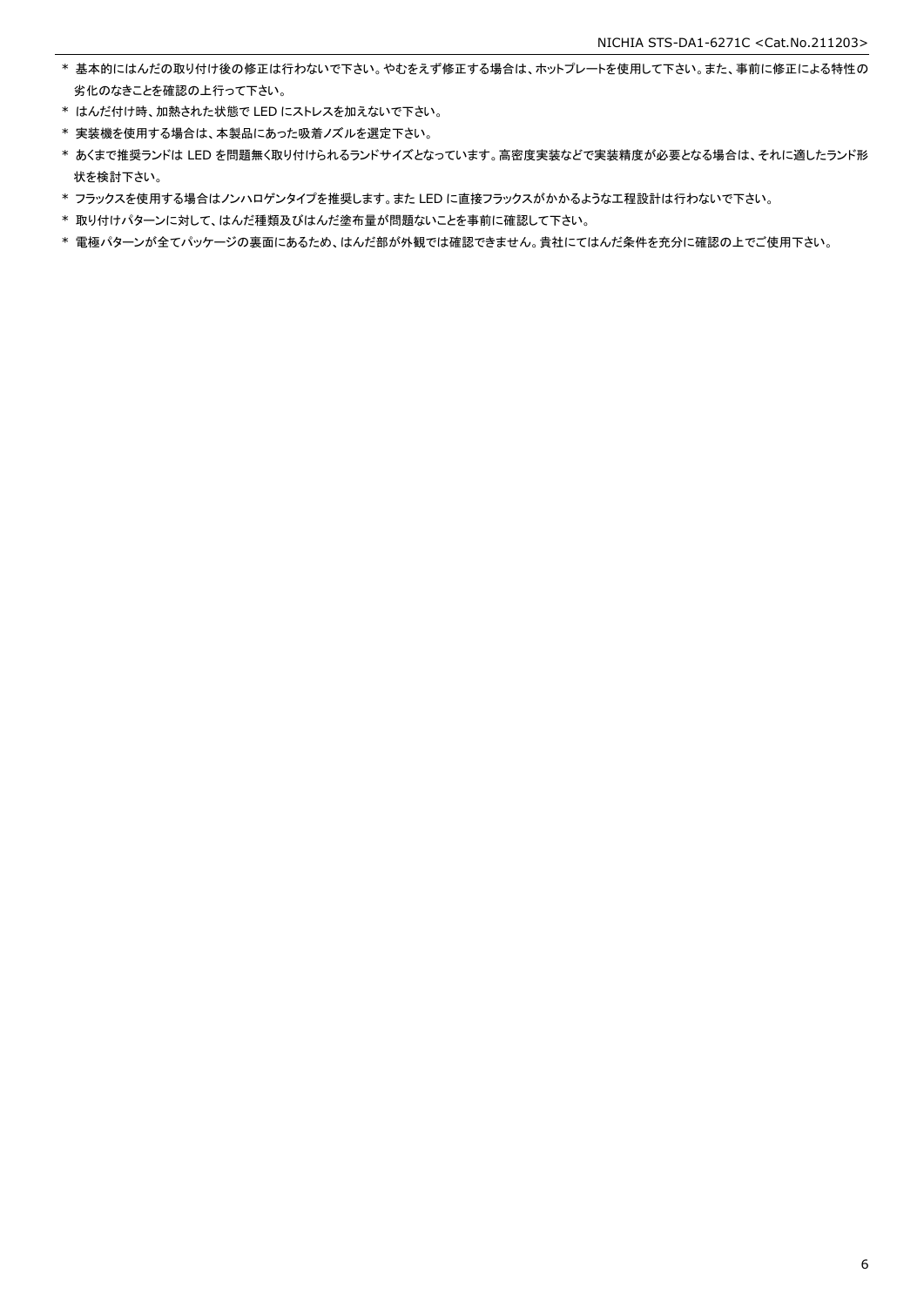* 基本的にはんだの取り付け後の修正は行わないで下さい。やむをえず修正する場合は、ホットプレートを使用して下さい。また、事前に修正による特性の劣化のなきことを確認の上行って下さい。
* はんだ付け時、加熱された状態で LED にストレスを加えないで下さい。
* 実装機を使用する場合は、本製品にあった吸着ノズルを選定下さい。
* あくまで推奨ランドは LED を問題無く取り付けられるランドサイズとなっています。高密度実装などで実装精度が必要となる場合は、それに適したランド形状を検討下さい。
* フラックスを使用する場合はノンハロゲンタイプを推奨します。また LED に直接フラックスがかかるような工程設計は行わないで下さい。
* 取り付けパターンに対して、はんだ種類及びはんだ塗布量が問題ないことを事前に確認して下さい。
* 電極パターンが全てパッケージの裏面にあるため、はんだ部が外観では確認できません。貴社にてはんだ条件を充分に確認の上でご使用下さい。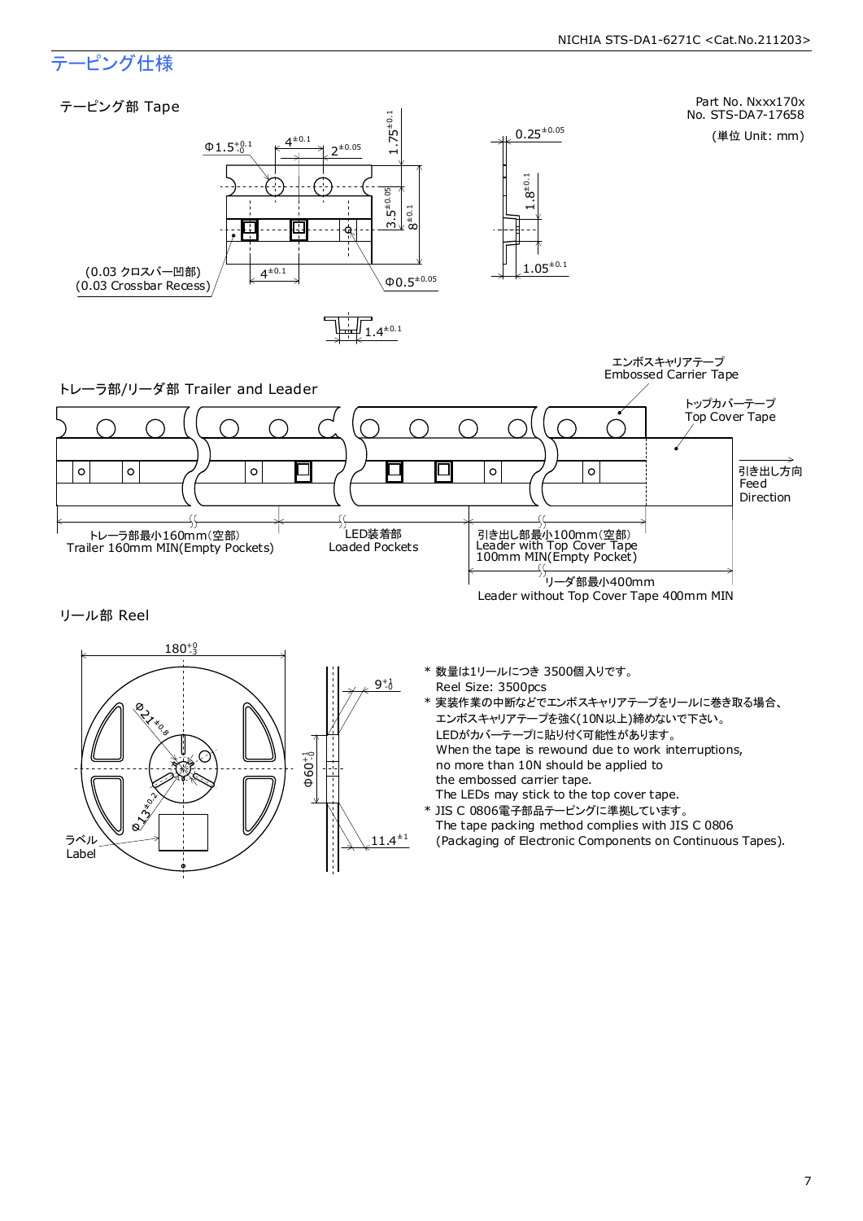## テーピング仕様

Part No. Nxxx170x
No. STS-DA7-17658

(単位 Unit: mm)

### テーピング部 Tape

Φ1.5$^{+0.1}_{-0}$　4$^{\pm0.1}$　2$^{\pm0.05}$　1.75$^{\pm0.1}$　3.5$^{\pm0.05}$　8$^{\pm0.1}$　4$^{\pm0.1}$　Φ0.5$^{\pm0.05}$

(0.03 クロスバー凹部)
(0.03 Crossbar Recess)

0.25$^{\pm0.05}$　1.8$^{\pm0.1}$　1.05$^{\pm0.1}$　1.4$^{\pm0.1}$

### トレーラ部/リーダ部 Trailer and Leader

エンボスキャリアテープ
Embossed Carrier Tape

トップカバーテープ
Top Cover Tape

引き出し方向
Feed Direction

トレーラ部最小160mm(空部)
Trailer 160mm MIN(Empty Pockets)

LED装着部
Loaded Pockets

引き出し部最小100mm(空部)
Leader with Top Cover Tape
100mm MIN(Empty Pocket)

リーダ部最小400mm
Leader without Top Cover Tape 400mm MIN

### リール部 Reel

180$^{+0}_{-3}$　Φ21$^{\pm0.8}$　Φ13$^{\pm0.2}$　Φ60$^{+1}_{-0}$　9$^{+1}_{-0}$　11.4$^{\pm1}$

ラベル
Label

* 数量は1リールにつき 3500個入りです。
  Reel Size: 3500pcs
* 実装作業の中断などでエンボスキャリアテープをリールに巻き取る場合、
  エンボスキャリアテープを強く(10N以上)締めないで下さい。
  LEDがカバーテープに貼り付く可能性があります。
  When the tape is rewound due to work interruptions,
  no more than 10N should be applied to
  the embossed carrier tape.
  The LEDs may stick to the top cover tape.
* JIS C 0806電子部品テーピングに準拠しています。
  The tape packing method complies with JIS C 0806
  (Packaging of Electronic Components on Continuous Tapes).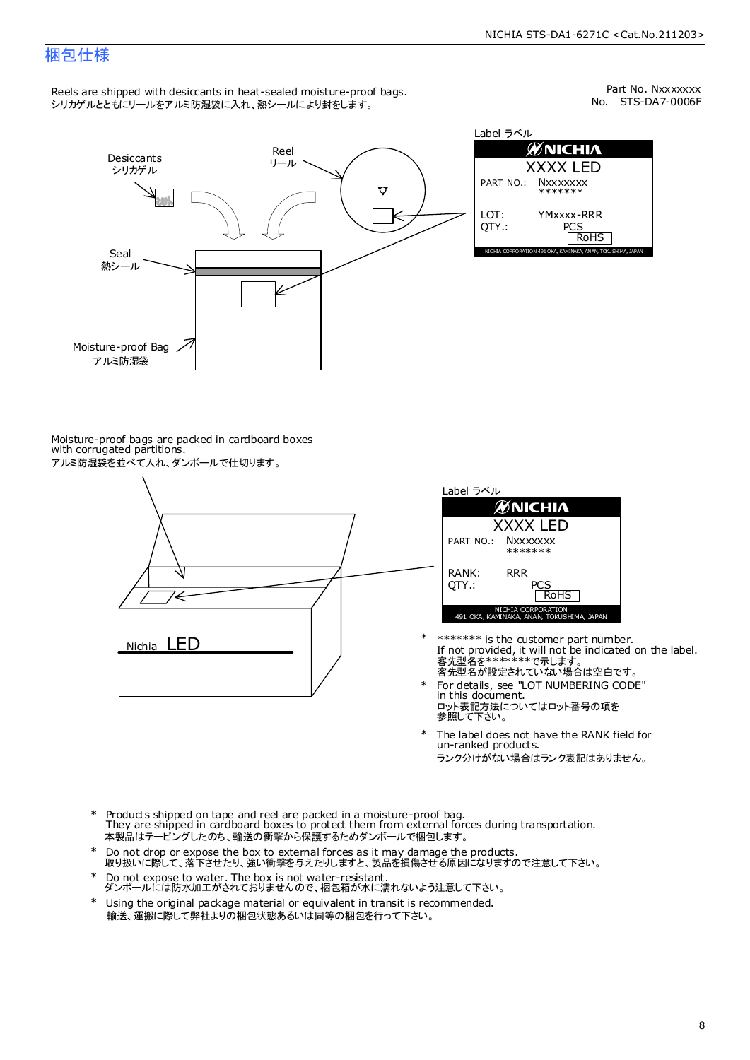# 梱包仕様

Reels are shipped with desiccants in heat-sealed moisture-proof bags.
シリカゲルとともにリールをアルミ防湿袋に入れ、熱シールにより封をします。

Part No. Nxxxxxxx
No. STS-DA7-0006F

Desiccants
シリカゲル

Reel
リール

Seal
熱シール

Moisture-proof Bag
アルミ防湿袋

Label ラベル

NICHIA
XXXX LED
PART NO.: Nxxxxxxx
*******
LOT: YMxxxx-RRR
QTY.: PCS
RoHS
NICHIA CORPORATION 491 OKA, KAMINAKA, ANAN, TOKUSHIMA, JAPAN

Moisture-proof bags are packed in cardboard boxes with corrugated partitions.
アルミ防湿袋を並べて入れ、ダンボールで仕切ります。

Label ラベル

NICHIA
XXXX LED
PART NO.: Nxxxxxxx
*******
RANK: RRR
QTY.: PCS
RoHS
NICHIA CORPORATION
491 OKA, KAMINAKA, ANAN, TOKUSHIMA, JAPAN

Nichia LED

- \* ******* is the customer part number.
  If not provided, it will not be indicated on the label.
  客先型名を*******で示します。
  客先型名が設定されていない場合は空白です。
- \* For details, see "LOT NUMBERING CODE" in this document.
  ロット表記方法についてはロット番号の項を参照して下さい。
- \* The label does not have the RANK field for un-ranked products.
  ランク分けがない場合はランク表記はありません。

- \* Products shipped on tape and reel are packed in a moisture-proof bag.
  They are shipped in cardboard boxes to protect them from external forces during transportation.
  本製品はテーピングしたのち、輸送の衝撃から保護するためダンボールで梱包します。
- \* Do not drop or expose the box to external forces as it may damage the products.
  取り扱いに際して、落下させたり、強い衝撃を与えたりしますと、製品を損傷させる原因になりますので注意して下さい。
- \* Do not expose to water. The box is not water-resistant.
  ダンボールには防水加工がされておりませんので、梱包箱が水に濡れないよう注意して下さい。
- \* Using the original package material or equivalent in transit is recommended.
  輸送、運搬に際して弊社よりの梱包状態あるいは同等の梱包を行って下さい。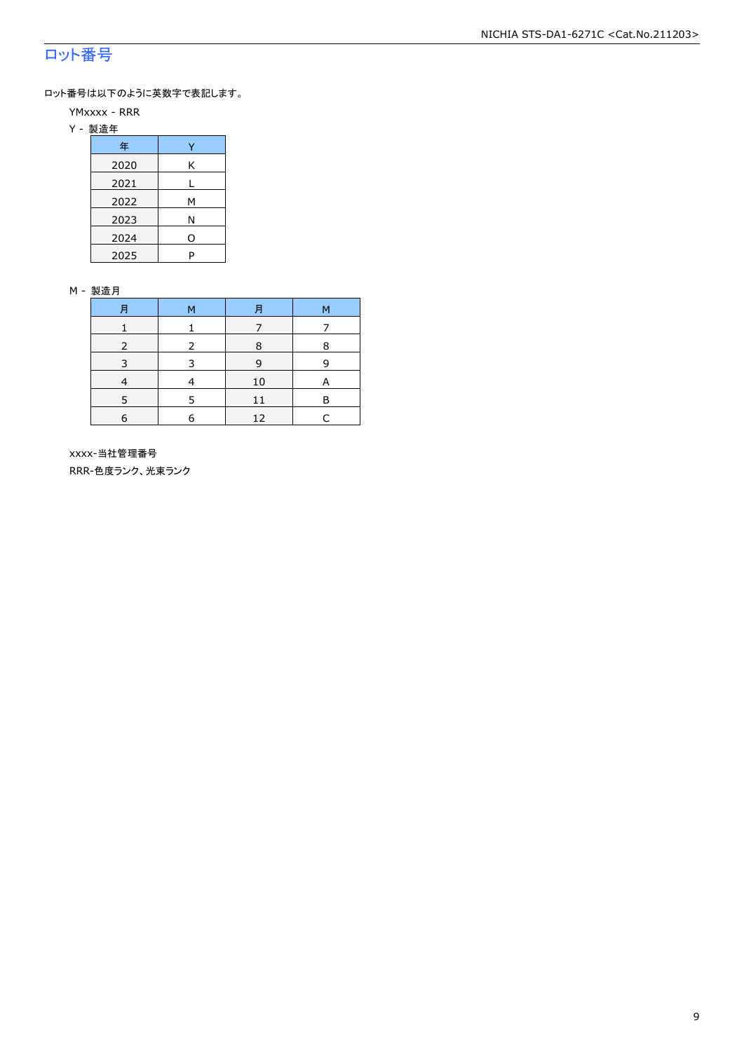# ロット番号

ロット番号は以下のように英数字で表記します。

YMxxxx - RRR

Y - 製造年

| 年 | Y |
|---|---|
| 2020 | K |
| 2021 | L |
| 2022 | M |
| 2023 | N |
| 2024 | O |
| 2025 | P |

M - 製造月

| 月 | M | 月 | M |
|---|---|---|---|
| 1 | 1 | 7 | 7 |
| 2 | 2 | 8 | 8 |
| 3 | 3 | 9 | 9 |
| 4 | 4 | 10 | A |
| 5 | 5 | 11 | B |
| 6 | 6 | 12 | C |

xxxx-当社管理番号

RRR-色度ランク、光束ランク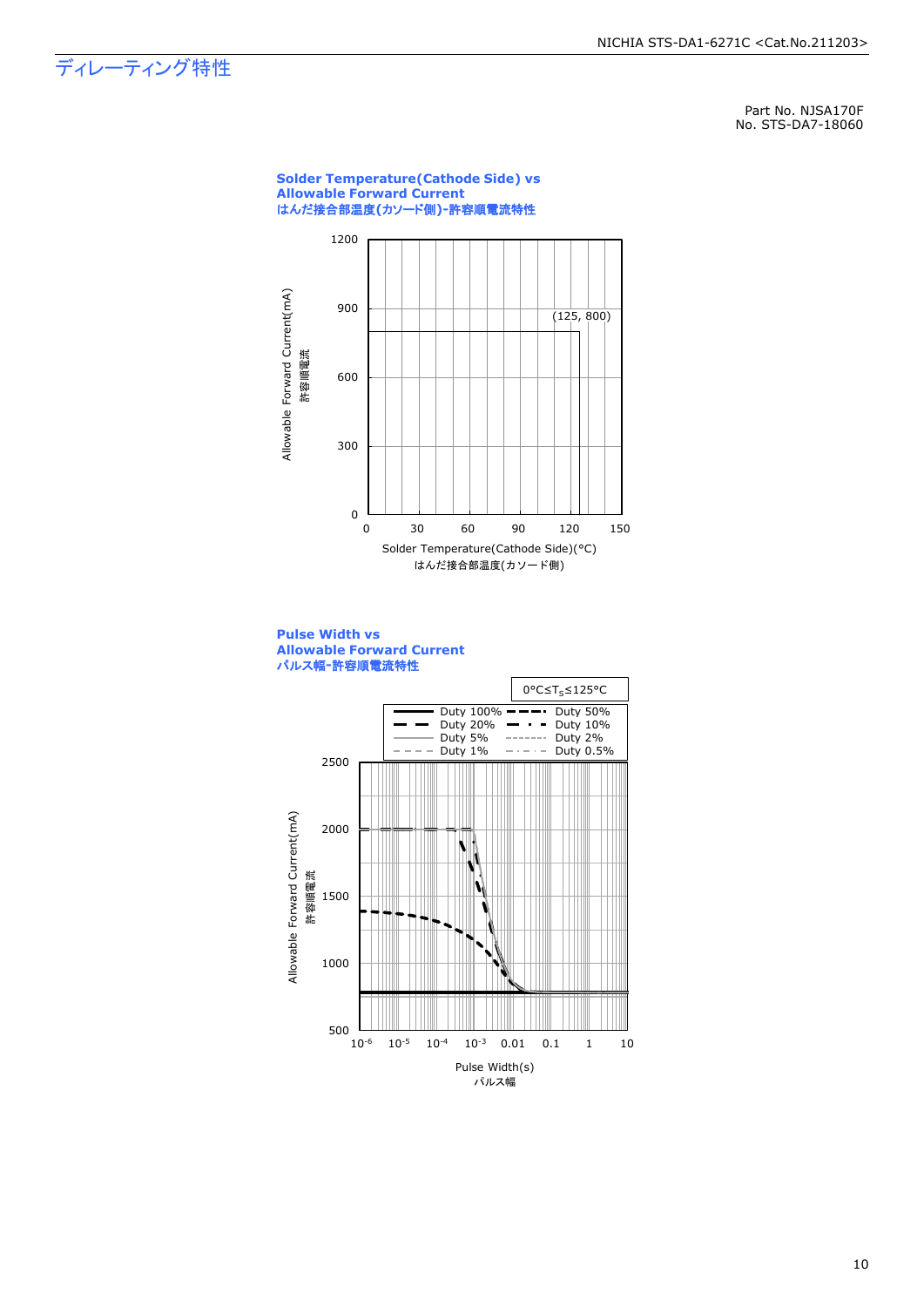# ディレーティング特性

Part No. NJSA170F
No. STS-DA7-18060

### Solder Temperature(Cathode Side) vs Allowable Forward Current
### はんだ接合部温度(カソード側)-許容順電流特性

Allowable Forward Current(mA)
許容順電流

(125, 800)

Solder Temperature(Cathode Side)(°C)
はんだ接合部温度(カソード側)

### Pulse Width vs Allowable Forward Current
### パルス幅-許容順電流特性

$0°C \leq T_S \leq 125°C$

Duty 100% / Duty 50% / Duty 20% / Duty 10% / Duty 5% / Duty 2% / Duty 1% / Duty 0.5%

Allowable Forward Current(mA)
許容順電流

Pulse Width(s)
パルス幅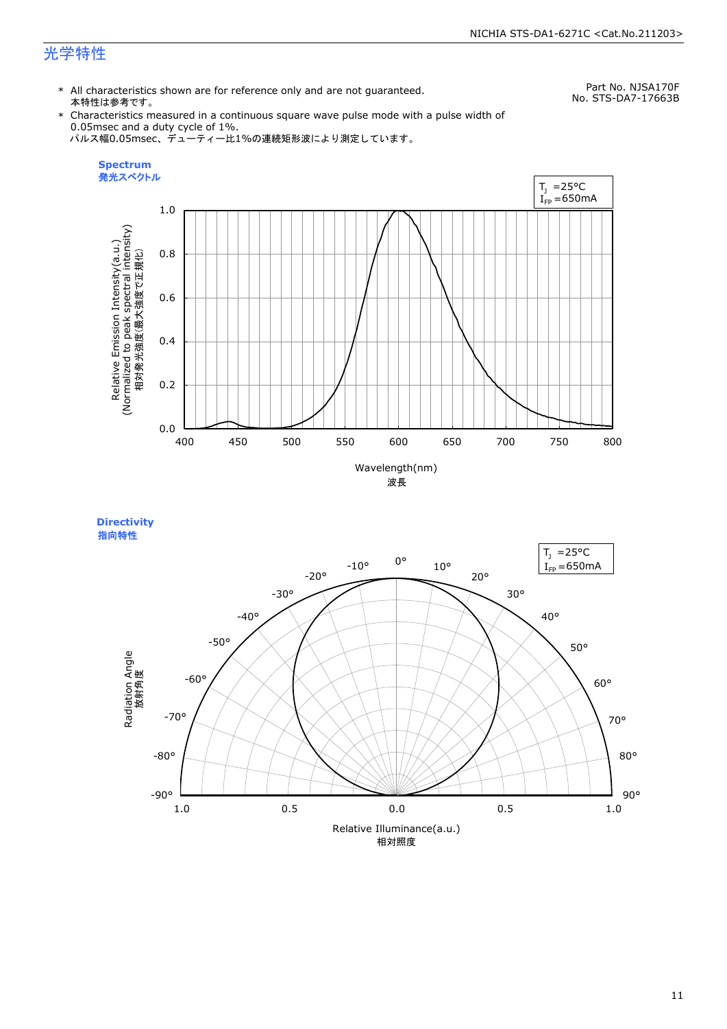# 光学特性

Part No. NJSA170F
No. STS-DA7-17663B

\* All characteristics shown are for reference only and are not guaranteed.
本特性は参考です。

\* Characteristics measured in a continuous square wave pulse mode with a pulse width of 0.05msec and a duty cycle of 1%.
パルス幅0.05msec、デューティー比1%の連続矩形波により測定しています。

**Spectrum**
**発光スペクトル**

$T_J$ =25°C
$I_{FP}$ =650mA

Relative Emission Intensity(a.u.)
(Normalized to peak spectral intensity)
相対発光強度(最大強度で正規化)

Wavelength(nm)
波長

**Directivity**
**指向特性**

$T_J$ =25°C
$I_{FP}$ =650mA

Radiation Angle
放射角度

Relative Illuminance(a.u.)
相対照度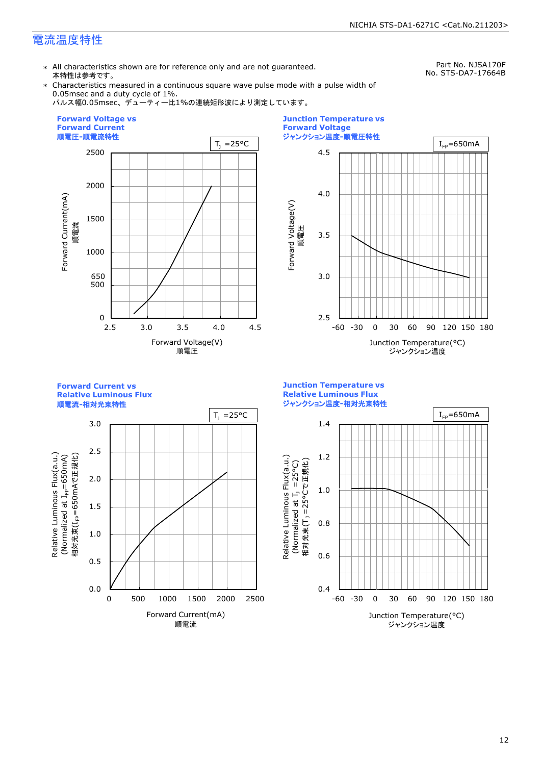## 電流温度特性

- ＊ All characteristics shown are for reference only and are not guaranteed.
  本特性は参考です。
- ＊ Characteristics measured in a continuous square wave pulse mode with a pulse width of 0.05msec and a duty cycle of 1%.
  パルス幅0.05msec、デューティー比1%の連続矩形波により測定しています。

Part No. NJSA170F
No. STS-DA7-17664B

### Forward Voltage vs Forward Current
### 順電圧-順電流特性

$T_J$ =25°C

Forward Current(mA) 順電流

Forward Voltage(V) 順電圧

### Junction Temperature vs Forward Voltage
### ジャンクション温度-順電圧特性

$I_{FP}$=650mA

Forward Voltage(V) 順電圧

Junction Temperature(°C) ジャンクション温度

### Forward Current vs Relative Luminous Flux
### 順電流-相対光束特性

$T_J$ =25°C

Relative Luminous Flux(a.u.) (Normalized at $I_{FP}$=650mA) 相対光束($I_{FP}$=650mAで正規化)

Forward Current(mA) 順電流

### Junction Temperature vs Relative Luminous Flux
### ジャンクション温度-相対光束特性

$I_{FP}$=650mA

Relative Luminous Flux(a.u.) (Normalized at $T_J$ =25°C) 相対光束($T_J$ =25°Cで正規化)

Junction Temperature(°C) ジャンクション温度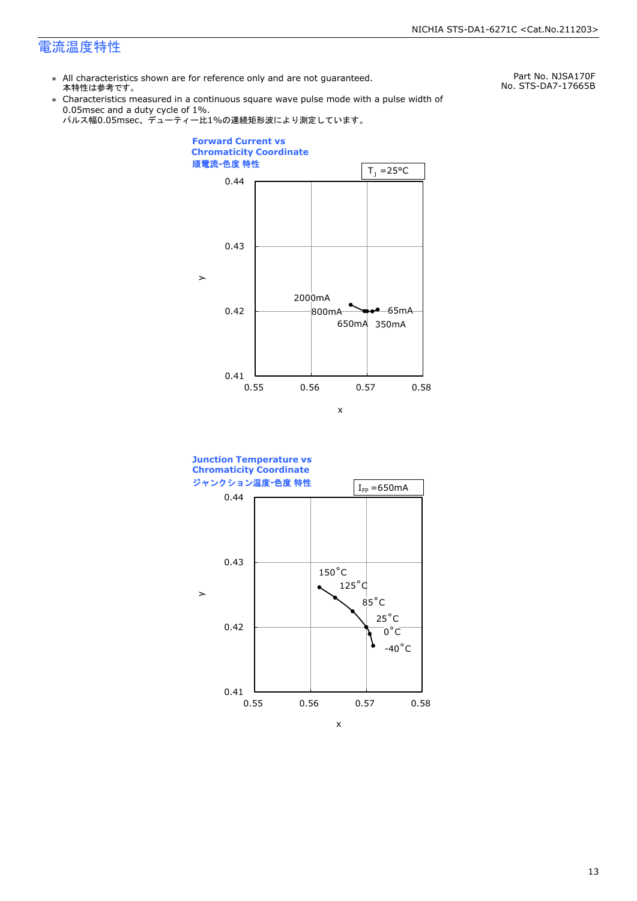## 電流温度特性

Part No. NJSA170F
No. STS-DA7-17665B

- ＊ All characteristics shown are for reference only and are not guaranteed.
  本特性は参考です。
- ＊ Characteristics measured in a continuous square wave pulse mode with a pulse width of 0.05msec and a duty cycle of 1%.
  パルス幅0.05msec、デューティー比1%の連続矩形波により測定しています。

### Forward Current vs Chromaticity Coordinate
### 順電流-色度 特性

$T_J$ =25°C

y: 0.41–0.44; x: 0.55–0.58

Data labels: 2000mA, 800mA, 650mA, 350mA, 65mA

### Junction Temperature vs Chromaticity Coordinate
### ジャンクション温度-色度 特性

$I_{FP}$ =650mA

y: 0.41–0.44; x: 0.55–0.58

Data labels: 150°C, 125°C, 85°C, 25°C, 0°C, -40°C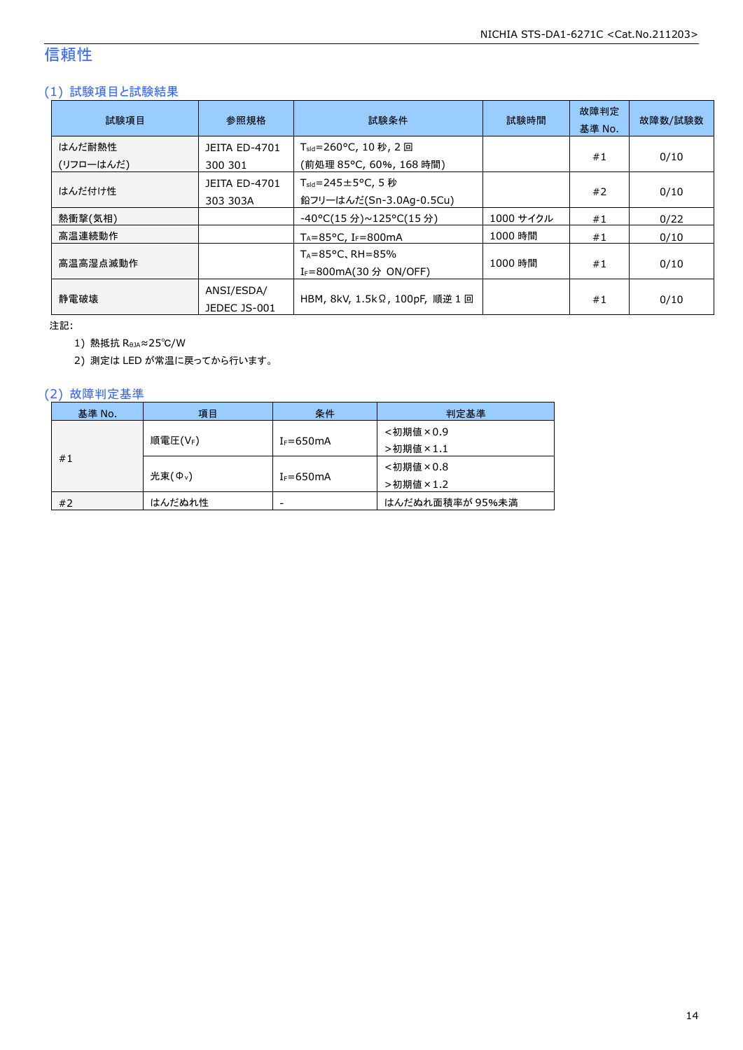## 信頼性

### (1) 試験項目と試験結果

| 試験項目 | 参照規格 | 試験条件 | 試験時間 | 故障判定基準 No. | 故障数/試験数 |
|---|---|---|---|---|---|
| はんだ耐熱性 (リフローはんだ) | JEITA ED-4701 300 301 | $T_{sld}$=260°C, 10 秒, 2 回 (前処理 85°C, 60%, 168 時間) | | #1 | 0/10 |
| はんだ付け性 | JEITA ED-4701 303 303A | $T_{sld}$=245±5°C, 5 秒 鉛フリーはんだ(Sn-3.0Ag-0.5Cu) | | #2 | 0/10 |
| 熱衝撃(気相) | | -40°C(15 分)~125°C(15 分) | 1000 サイクル | #1 | 0/22 |
| 高温連続動作 | | $T_A$=85°C, $I_F$=800mA | 1000 時間 | #1 | 0/10 |
| 高温高湿点滅動作 | | $T_A$=85°C、RH=85% $I_F$=800mA(30 分 ON/OFF) | 1000 時間 | #1 | 0/10 |
| 静電破壊 | ANSI/ESDA/ JEDEC JS-001 | HBM, 8kV, 1.5kΩ, 100pF, 順逆 1 回 | | #1 | 0/10 |

注記:

1) 熱抵抗 $R_{\theta JA}$≈25℃/W
2) 測定は LED が常温に戻ってから行います。

### (2) 故障判定基準

| 基準 No. | 項目 | 条件 | 判定基準 |
|---|---|---|---|
| #1 | 順電圧($V_F$) | $I_F$=650mA | <初期値×0.9 >初期値×1.1 |
| | 光束($\Phi_v$) | $I_F$=650mA | <初期値×0.8 >初期値×1.2 |
| #2 | はんだぬれ性 | - | はんだぬれ面積率が 95%未満 |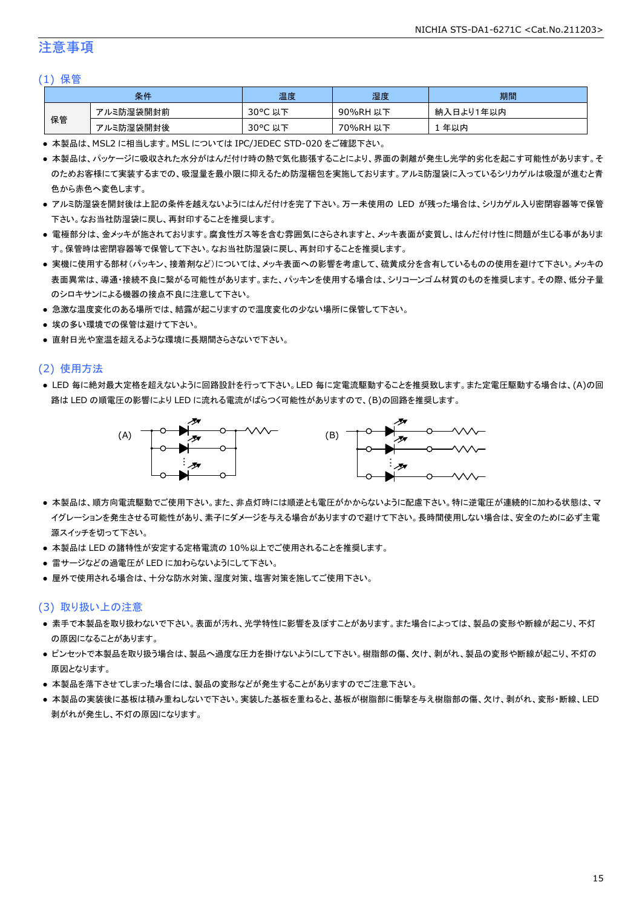# 注意事項

## (1) 保管

| 条件 | | 温度 | 湿度 | 期間 |
|---|---|---|---|---|
| 保管 | アルミ防湿袋開封前 | 30°C 以下 | 90%RH 以下 | 納入日より1年以内 |
| | アルミ防湿袋開封後 | 30°C 以下 | 70%RH 以下 | 1 年以内 |

- 本製品は、MSL2 に相当します。MSL については IPC/JEDEC STD-020 をご確認下さい。
- 本製品は、パッケージに吸収された水分がはんだ付け時の熱で気化膨張することにより、界面の剥離が発生し光学的劣化を起こす可能性があります。そのためお客様にて実装するまでの、吸湿量を最小限に抑えるため防湿梱包を実施しております。アルミ防湿袋に入っているシリカゲルは吸湿が進むと青色から赤色へ変色します。
- アルミ防湿袋を開封後は上記の条件を越えないようにはんだ付けを完了下さい。万一未使用の LED が残った場合は、シリカゲル入り密閉容器等で保管下さい。なお当社防湿袋に戻し、再封印することを推奨します。
- 電極部分は、金メッキが施されております。腐食性ガス等を含む雰囲気にさらされますと、メッキ表面が変質し、はんだ付け性に問題が生じる事があります。保管時は密閉容器等で保管して下さい。なお当社防湿袋に戻し、再封印することを推奨します。
- 実機に使用する部材(パッキン、接着剤など)については、メッキ表面への影響を考慮して、硫黄成分を含有しているものの使用を避けて下さい。メッキの表面異常は、導通・接続不良に繋がる可能性があります。また、パッキンを使用する場合は、シリコーンゴム材質のものを推奨します。その際、低分子量のシロキサンによる機器の接点不良に注意して下さい。
- 急激な温度変化のある場所では、結露が起こりますので温度変化の少ない場所に保管して下さい。
- 埃の多い環境での保管は避けて下さい。
- 直射日光や室温を超えるような環境に長期間さらさないで下さい。

## (2) 使用方法

- LED 毎に絶対最大定格を超えないように回路設計を行って下さい。LED 毎に定電流駆動することを推奨致します。また定電圧駆動する場合は、(A)の回路は LED の順電圧の影響により LED に流れる電流がばらつく可能性がありますので、(B)の回路を推奨します。

(A) (B)

- 本製品は、順方向電流駆動でご使用下さい。また、非点灯時には順逆とも電圧がかからないように配慮下さい。特に逆電圧が連続的に加わる状態は、マイグレーションを発生させる可能性があり、素子にダメージを与える場合がありますので避けて下さい。長時間使用しない場合は、安全のために必ず主電源スイッチを切って下さい。
- 本製品は LED の諸特性が安定する定格電流の 10%以上でご使用されることを推奨します。
- 雷サージなどの過電圧が LED に加わらないようにして下さい。
- 屋外で使用される場合は、十分な防水対策、湿度対策、塩害対策を施してご使用下さい。

## (3) 取り扱い上の注意

- 素手で本製品を取り扱わないで下さい。表面が汚れ、光学特性に影響を及ぼすことがあります。また場合によっては、製品の変形や断線が起こり、不灯の原因になることがあります。
- ピンセットで本製品を取り扱う場合は、製品へ過度な圧力を掛けないようにして下さい。樹脂部の傷、欠け、剥がれ、製品の変形や断線が起こり、不灯の原因となります。
- 本製品を落下させてしまった場合には、製品の変形などが発生することがありますのでご注意下さい。
- 本製品の実装後に基板は積み重ねしないで下さい。実装した基板を重ねると、基板が樹脂部に衝撃を与え樹脂部の傷、欠け、剥がれ、変形・断線、LED 剥がれが発生し、不灯の原因になります。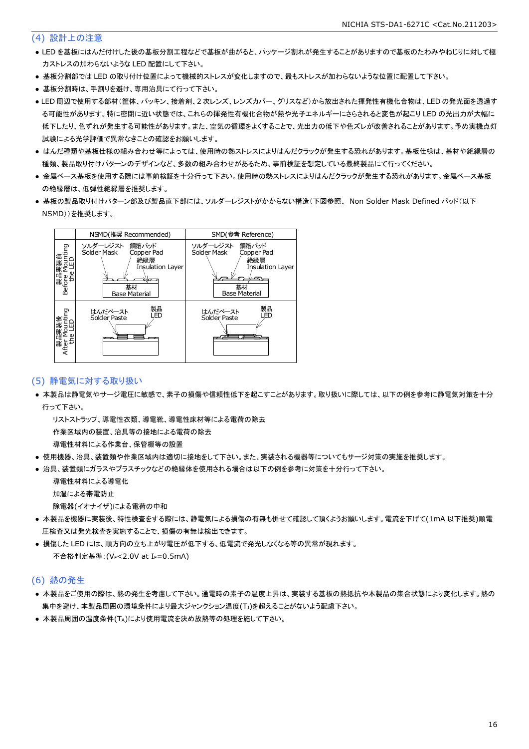## (4) 設計上の注意

- LED を基板にはんだ付けした後の基板分割工程などで基板が曲がると、パッケージ割れが発生することがありますので基板のたわみやねじりに対して極力ストレスの加わらないような LED 配置にして下さい。
- 基板分割部では LED の取り付け位置によって機械的ストレスが変化しますので、最もストレスが加わらないような位置に配置して下さい。
- 基板分割時は、手割りを避け、専用治具にて行って下さい。
- LED 周辺で使用する部材(筐体、パッキン、接着剤、2 次レンズ、レンズカバー、グリスなど)から放出された揮発性有機化合物は、LED の発光面を透過する可能性があります。特に密閉に近い状態では、これらの揮発性有機化合物が熱や光子エネルギーにさらされると変色が起こり LED の光出力が大幅に低下したり、色ずれが発生する可能性があります。また、空気の循環をよくすることで、光出力の低下や色ズレが改善されることがあります。予め実機点灯試験による光学評価で異常なきことの確認をお願いします。
- はんだ種類や基板仕様の組み合わせ等によっては、使用時の熱ストレスによりはんだクラックが発生する恐れがあります。基板仕様は、基材や絶縁層の種類、製品取り付けパターンのデザインなど、多数の組み合わせがあるため、事前検証を想定している最終製品にて行ってください。
- 金属ベース基板を使用する際には事前検証を十分行って下さい。使用時の熱ストレスによりはんだクラックが発生する恐れがあります。金属ベース基板の絶縁層は、低弾性絶縁層を推奨します。
- 基板の製品取り付けパターン部及び製品直下部には、ソルダーレジストがかからない構造(下図参照、 Non Solder Mask Defined パッド(以下 NSMD))を推奨します。

| | NSMD(推奨 Recommended) | SMD(参考 Reference) |
|---|---|---|
| 製品実装前 Before Mounting the LED | ソルダーレジスト Solder Mask / 銅箔パッド Copper Pad / 絶縁層 Insulation Layer / 基材 Base Material | ソルダーレジスト Solder Mask / 銅箔パッド Copper Pad / 絶縁層 Insulation Layer / 基材 Base Material |
| 製品実装後 After Mounting the LED | はんだペースト Solder Paste / 製品 LED | はんだペースト Solder Paste / 製品 LED |

## (5) 静電気に対する取り扱い

- 本製品は静電気やサージ電圧に敏感で、素子の損傷や信頼性低下を起こすことがあります。取り扱いに際しては、以下の例を参考に静電気対策を十分行って下さい。

  リストストラップ、導電性衣類、導電靴、導電性床材等による電荷の除去

  作業区域内の装置、治具等の接地による電荷の除去

  導電性材料による作業台、保管棚等の設置
- 使用機器、治具、装置類や作業区域内は適切に接地をして下さい。また、実装される機器等についてもサージ対策の実施を推奨します。
- 治具、装置類にガラスやプラスチックなどの絶縁体を使用される場合は以下の例を参考に対策を十分行って下さい。

  導電性材料による導電化

  加湿による帯電防止

  除電器(イオナイザ)による電荷の中和
- 本製品を機器に実装後、特性検査をする際には、静電気による損傷の有無も併せて確認して頂くようお願いします。電流を下げて(1mA 以下推奨)順電圧検査又は発光検査を実施することで、損傷の有無は検出できます。
- 損傷した LED には、順方向の立ち上がり電圧が低下する、低電流で発光しなくなる等の異常が現れます。

  不合格判定基準:($V_F$<2.0V at $I_F$=0.5mA)

## (6) 熱の発生

- 本製品をご使用の際は、熱の発生を考慮して下さい。通電時の素子の温度上昇は、実装する基板の熱抵抗や本製品の集合状態により変化します。熱の集中を避け、本製品周囲の環境条件により最大ジャンクション温度($T_J$)を超えることがないよう配慮下さい。
- 本製品周囲の温度条件($T_A$)により使用電流を決め放熱等の処理を施して下さい。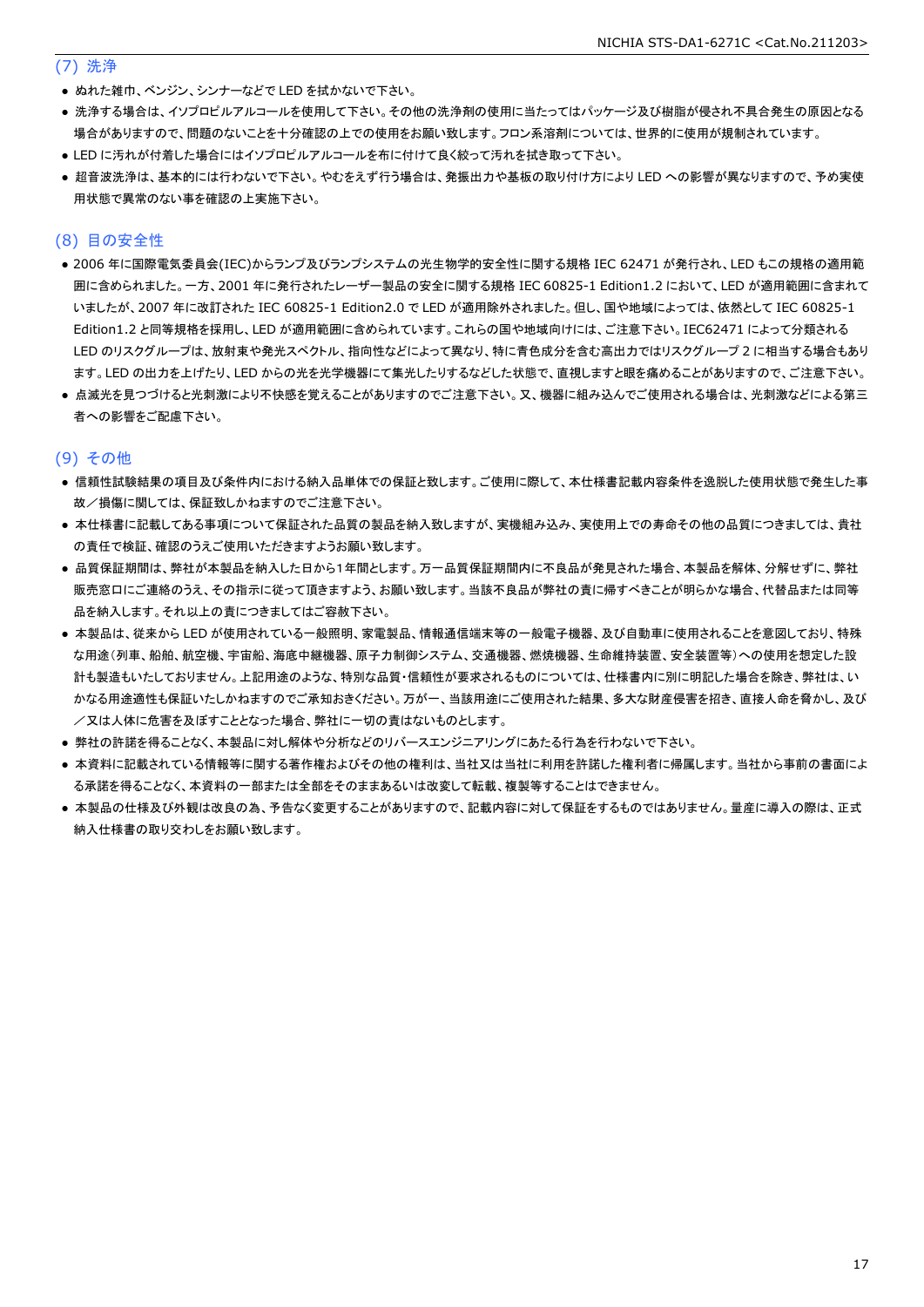## (7) 洗浄

- ぬれた雑巾、ベンジン、シンナーなどで LED を拭かないで下さい。
- 洗浄する場合は、イソプロピルアルコールを使用して下さい。その他の洗浄剤の使用に当たってはパッケージ及び樹脂が侵され不具合発生の原因となる場合がありますので、問題のないことを十分確認の上での使用をお願い致します。フロン系溶剤については、世界的に使用が規制されています。
- LED に汚れが付着した場合にはイソプロピルアルコールを布に付けて良く絞って汚れを拭き取って下さい。
- 超音波洗浄は、基本的には行わないで下さい。やむをえず行う場合は、発振出力や基板の取り付け方により LED への影響が異なりますので、予め実使用状態で異常のない事を確認の上実施下さい。

## (8) 目の安全性

- 2006 年に国際電気委員会(IEC)からランプ及びランプシステムの光生物学的安全性に関する規格 IEC 62471 が発行され、LED もこの規格の適用範囲に含められました。一方、2001 年に発行されたレーザー製品の安全に関する規格 IEC 60825-1 Edition1.2 において、LED が適用範囲に含まれていましたが、2007 年に改訂された IEC 60825-1 Edition2.0 で LED が適用除外されました。但し、国や地域によっては、依然として IEC 60825-1 Edition1.2 と同等規格を採用し、LED が適用範囲に含められています。これらの国や地域向けには、ご注意下さい。IEC62471 によって分類される LED のリスクグループは、放射束や発光スペクトル、指向性などによって異なり、特に青色成分を含む高出力ではリスクグループ 2 に相当する場合もあります。LED の出力を上げたり、LED からの光を光学機器にて集光したりするなどした状態で、直視しますと眼を痛めることがありますので、ご注意下さい。
- 点滅光を見つづけると光刺激により不快感を覚えることがありますのでご注意下さい。又、機器に組み込んでご使用される場合は、光刺激などによる第三者への影響をご配慮下さい。

## (9) その他

- 信頼性試験結果の項目及び条件内における納入品単体での保証と致します。ご使用に際して、本仕様書記載内容条件を逸脱した使用状態で発生した事故／損傷に関しては、保証致しかねますのでご注意下さい。
- 本仕様書に記載してある事項について保証された品質の製品を納入致しますが、実機組み込み、実使用上での寿命その他の品質につきましては、貴社の責任で検証、確認のうえご使用いただきますようお願い致します。
- 品質保証期間は、弊社が本製品を納入した日から1年間とします。万一品質保証期間内に不良品が発見された場合、本製品を解体、分解せずに、弊社販売窓口にご連絡のうえ、その指示に従って頂きますよう、お願い致します。当該不良品が弊社の責に帰すべきことが明らかな場合、代替品または同等品を納入します。それ以上の責につきましてはご容赦下さい。
- 本製品は、従来から LED が使用されている一般照明、家電製品、情報通信端末等の一般電子機器、及び自動車に使用されることを意図しており、特殊な用途（列車、船舶、航空機、宇宙船、海底中継機器、原子力制御システム、交通機器、燃焼機器、生命維持装置、安全装置等）への使用を想定した設計も製造もいたしておりません。上記用途のような、特別な品質･信頼性が要求されるものについては、仕様書内に別に明記した場合を除き、弊社は、いかなる用途適性も保証いたしかねますのでご承知おきください。万が一、当該用途にご使用された結果、多大な財産侵害を招き、直接人命を脅かし、及び／又は人体に危害を及ぼすこととなった場合、弊社に一切の責はないものとします。
- 弊社の許諾を得ることなく、本製品に対し解体や分析などのリバースエンジニアリングにあたる行為を行わないで下さい。
- 本資料に記載されている情報等に関する著作権およびその他の権利は、当社又は当社に利用を許諾した権利者に帰属します。当社から事前の書面による承諾を得ることなく、本資料の一部または全部をそのままあるいは改変して転載、複製等することはできません。
- 本製品の仕様及び外観は改良の為、予告なく変更することがありますので、記載内容に対して保証をするものではありません。量産に導入の際は、正式納入仕様書の取り交わしをお願い致します。